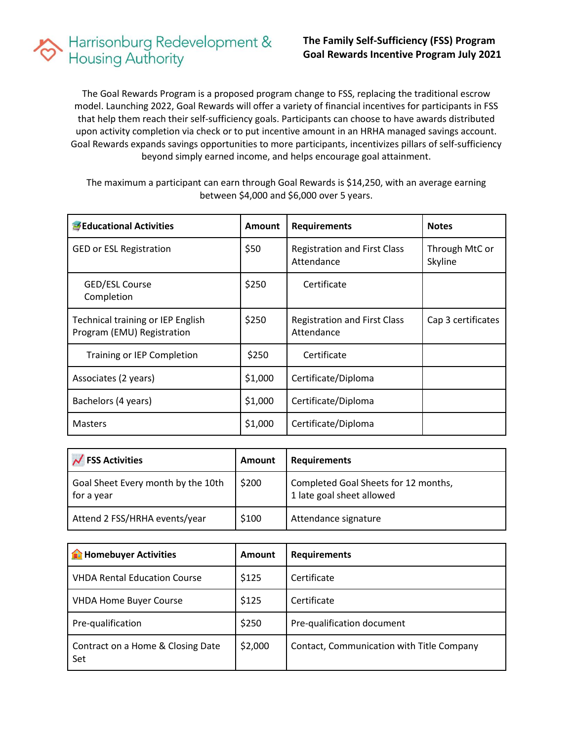Harrisonburg Redevelopment & Housing Authority

**The Family Self-Sufficiency (FSS) Program**
**Goal Rewards Incentive Program July 2021**

The Goal Rewards Program is a proposed program change to FSS, replacing the traditional escrow model. Launching 2022, Goal Rewards will offer a variety of financial incentives for participants in FSS that help them reach their self-sufficiency goals. Participants can choose to have awards distributed upon activity completion via check or to put incentive amount in an HRHA managed savings account. Goal Rewards expands savings opportunities to more participants, incentivizes pillars of self-sufficiency beyond simply earned income, and helps encourage goal attainment.

The maximum a participant can earn through Goal Rewards is $14,250, with an average earning between $4,000 and $6,000 over 5 years.

| 📚**Educational Activities** | **Amount** | **Requirements** | **Notes** |
|---|---|---|---|
| GED or ESL Registration | $50 | Registration and First Class Attendance | Through MtC or Skyline |
| GED/ESL Course Completion | $250 | Certificate | |
| Technical training or IEP English Program (EMU) Registration | $250 | Registration and First Class Attendance | Cap 3 certificates |
| Training or IEP Completion | $250 | Certificate | |
| Associates (2 years) | $1,000 | Certificate/Diploma | |
| Bachelors (4 years) | $1,000 | Certificate/Diploma | |
| Masters | $1,000 | Certificate/Diploma | |

| 📈 **FSS Activities** | **Amount** | **Requirements** |
|---|---|---|
| Goal Sheet Every month by the 10th for a year | $200 | Completed Goal Sheets for 12 months, 1 late goal sheet allowed |
| Attend 2 FSS/HRHA events/year | $100 | Attendance signature |

| 🏠**Homebuyer Activities** | **Amount** | **Requirements** |
|---|---|---|
| VHDA Rental Education Course | $125 | Certificate |
| VHDA Home Buyer Course | $125 | Certificate |
| Pre-qualification | $250 | Pre-qualification document |
| Contract on a Home & Closing Date Set | $2,000 | Contact, Communication with Title Company |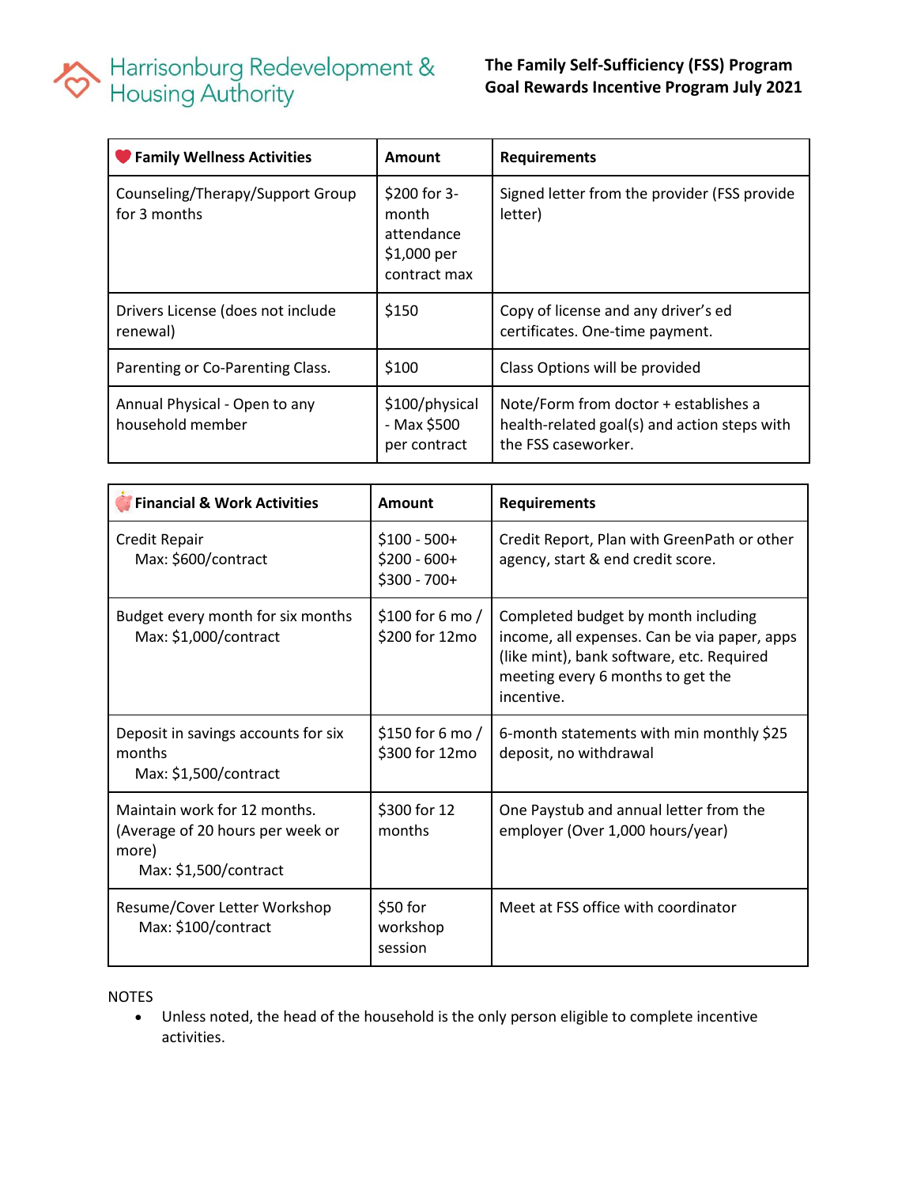Harrisonburg Redevelopment & Housing Authority

**The Family Self-Sufficiency (FSS) Program Goal Rewards Incentive Program July 2021**

| ❤️ **Family Wellness Activities** | **Amount** | **Requirements** |
| --- | --- | --- |
| Counseling/Therapy/Support Group for 3 months | $200 for 3-month attendance $1,000 per contract max | Signed letter from the provider (FSS provide letter) |
| Drivers License (does not include renewal) | $150 | Copy of license and any driver's ed certificates. One-time payment. |
| Parenting or Co-Parenting Class. | $100 | Class Options will be provided |
| Annual Physical - Open to any household member | $100/physical - Max $500 per contract | Note/Form from doctor + establishes a health-related goal(s) and action steps with the FSS caseworker. |

| **Financial & Work Activities** | **Amount** | **Requirements** |
| --- | --- | --- |
| Credit Repair<br>Max: $600/contract | $100 - 500+<br>$200 - 600+<br>$300 - 700+ | Credit Report, Plan with GreenPath or other agency, start & end credit score. |
| Budget every month for six months<br>Max: $1,000/contract | $100 for 6 mo / $200 for 12mo | Completed budget by month including income, all expenses. Can be via paper, apps (like mint), bank software, etc. Required meeting every 6 months to get the incentive. |
| Deposit in savings accounts for six months<br>Max: $1,500/contract | $150 for 6 mo / $300 for 12mo | 6-month statements with min monthly $25 deposit, no withdrawal |
| Maintain work for 12 months. (Average of 20 hours per week or more)<br>Max: $1,500/contract | $300 for 12 months | One Paystub and annual letter from the employer (Over 1,000 hours/year) |
| Resume/Cover Letter Workshop<br>Max: $100/contract | $50 for workshop session | Meet at FSS office with coordinator |

NOTES

- Unless noted, the head of the household is the only person eligible to complete incentive activities.